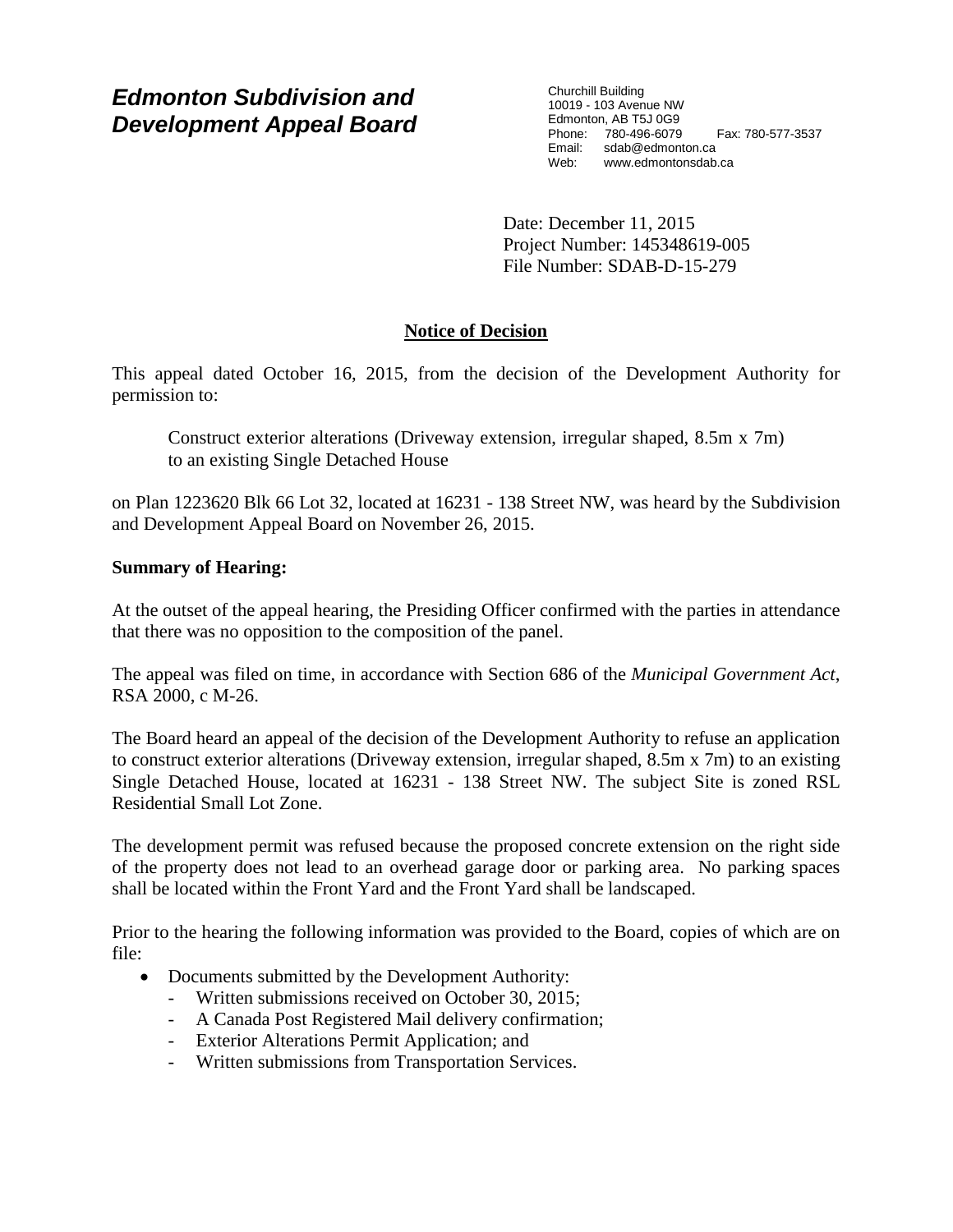# *Edmonton Subdivision and Development Appeal Board*

Churchill Building
10019 - 103 Avenue NW
Edmonton, AB T5J 0G9
Phone: 780-496-6079 Fax: 780-577-3537
Email: sdab@edmonton.ca
Web: www.edmontonsdab.ca

Date: December 11, 2015
Project Number: 145348619-005
File Number: SDAB-D-15-279

## **Notice of Decision**

This appeal dated October 16, 2015, from the decision of the Development Authority for permission to:

> Construct exterior alterations (Driveway extension, irregular shaped, 8.5m x 7m) to an existing Single Detached House

on Plan 1223620 Blk 66 Lot 32, located at 16231 - 138 Street NW, was heard by the Subdivision and Development Appeal Board on November 26, 2015.

**Summary of Hearing:**

At the outset of the appeal hearing, the Presiding Officer confirmed with the parties in attendance that there was no opposition to the composition of the panel.

The appeal was filed on time, in accordance with Section 686 of the *Municipal Government Act*, RSA 2000, c M-26.

The Board heard an appeal of the decision of the Development Authority to refuse an application to construct exterior alterations (Driveway extension, irregular shaped, 8.5m x 7m) to an existing Single Detached House, located at 16231 - 138 Street NW. The subject Site is zoned RSL Residential Small Lot Zone.

The development permit was refused because the proposed concrete extension on the right side of the property does not lead to an overhead garage door or parking area. No parking spaces shall be located within the Front Yard and the Front Yard shall be landscaped.

Prior to the hearing the following information was provided to the Board, copies of which are on file:

- Documents submitted by the Development Authority:
  - Written submissions received on October 30, 2015;
  - A Canada Post Registered Mail delivery confirmation;
  - Exterior Alterations Permit Application; and
  - Written submissions from Transportation Services.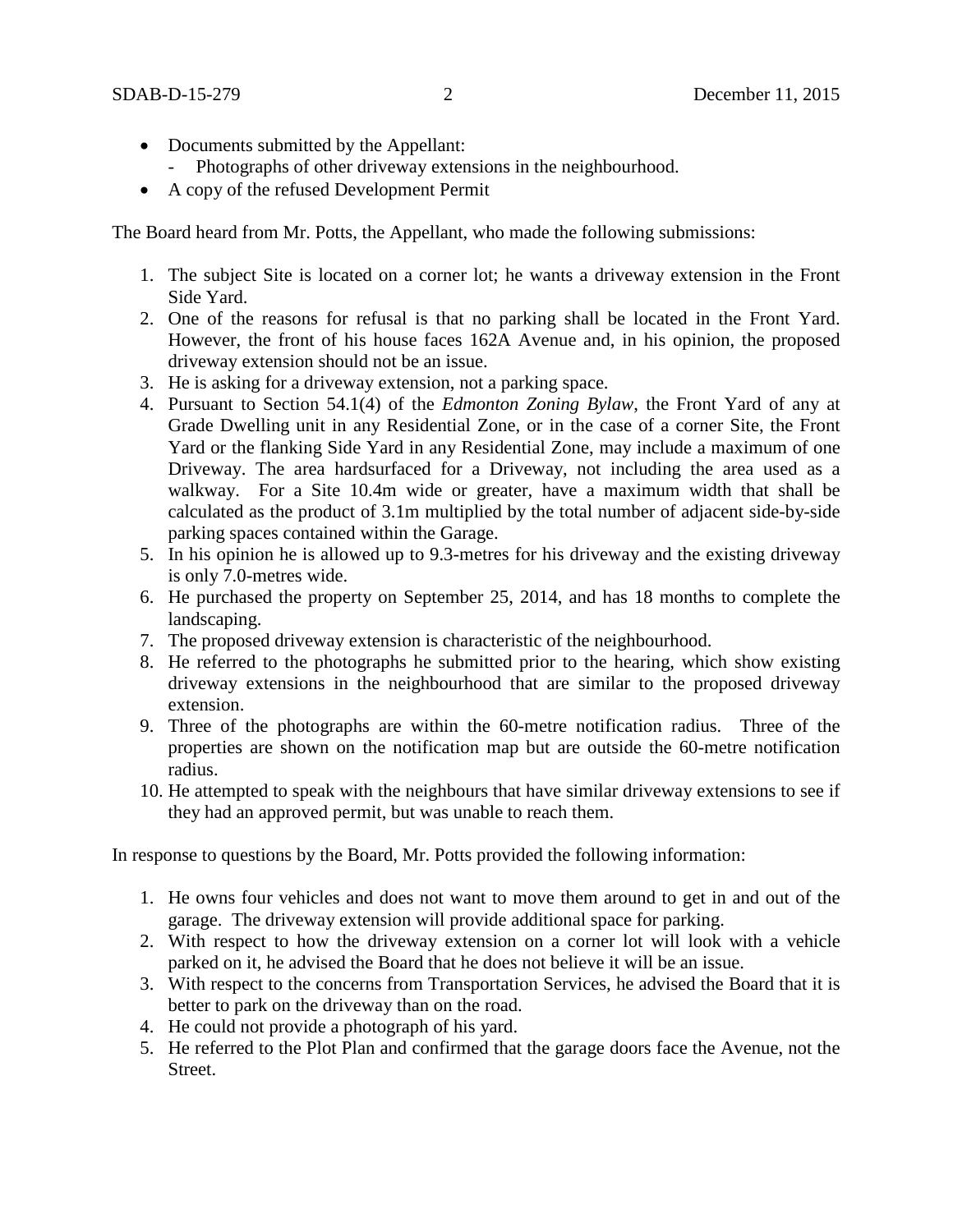- Documents submitted by the Appellant:
  - Photographs of other driveway extensions in the neighbourhood.
- A copy of the refused Development Permit

The Board heard from Mr. Potts, the Appellant, who made the following submissions:

1. The subject Site is located on a corner lot; he wants a driveway extension in the Front Side Yard.
2. One of the reasons for refusal is that no parking shall be located in the Front Yard. However, the front of his house faces 162A Avenue and, in his opinion, the proposed driveway extension should not be an issue.
3. He is asking for a driveway extension, not a parking space.
4. Pursuant to Section 54.1(4) of the *Edmonton Zoning Bylaw*, the Front Yard of any at Grade Dwelling unit in any Residential Zone, or in the case of a corner Site, the Front Yard or the flanking Side Yard in any Residential Zone, may include a maximum of one Driveway. The area hardsurfaced for a Driveway, not including the area used as a walkway. For a Site 10.4m wide or greater, have a maximum width that shall be calculated as the product of 3.1m multiplied by the total number of adjacent side-by-side parking spaces contained within the Garage.
5. In his opinion he is allowed up to 9.3-metres for his driveway and the existing driveway is only 7.0-metres wide.
6. He purchased the property on September 25, 2014, and has 18 months to complete the landscaping.
7. The proposed driveway extension is characteristic of the neighbourhood.
8. He referred to the photographs he submitted prior to the hearing, which show existing driveway extensions in the neighbourhood that are similar to the proposed driveway extension.
9. Three of the photographs are within the 60-metre notification radius. Three of the properties are shown on the notification map but are outside the 60-metre notification radius.
10. He attempted to speak with the neighbours that have similar driveway extensions to see if they had an approved permit, but was unable to reach them.

In response to questions by the Board, Mr. Potts provided the following information:

1. He owns four vehicles and does not want to move them around to get in and out of the garage. The driveway extension will provide additional space for parking.
2. With respect to how the driveway extension on a corner lot will look with a vehicle parked on it, he advised the Board that he does not believe it will be an issue.
3. With respect to the concerns from Transportation Services, he advised the Board that it is better to park on the driveway than on the road.
4. He could not provide a photograph of his yard.
5. He referred to the Plot Plan and confirmed that the garage doors face the Avenue, not the Street.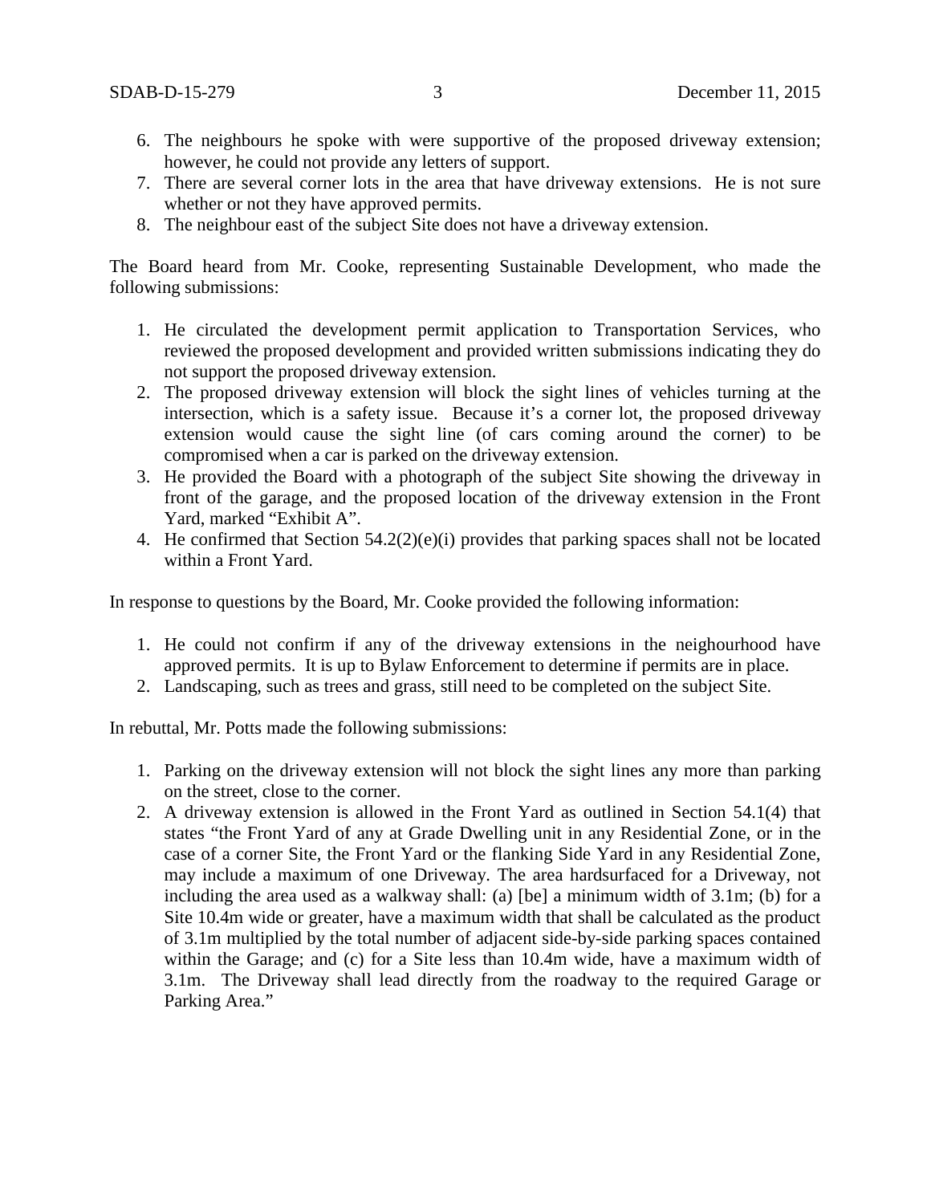6. The neighbours he spoke with were supportive of the proposed driveway extension; however, he could not provide any letters of support.
7. There are several corner lots in the area that have driveway extensions. He is not sure whether or not they have approved permits.
8. The neighbour east of the subject Site does not have a driveway extension.

The Board heard from Mr. Cooke, representing Sustainable Development, who made the following submissions:

1. He circulated the development permit application to Transportation Services, who reviewed the proposed development and provided written submissions indicating they do not support the proposed driveway extension.
2. The proposed driveway extension will block the sight lines of vehicles turning at the intersection, which is a safety issue. Because it's a corner lot, the proposed driveway extension would cause the sight line (of cars coming around the corner) to be compromised when a car is parked on the driveway extension.
3. He provided the Board with a photograph of the subject Site showing the driveway in front of the garage, and the proposed location of the driveway extension in the Front Yard, marked "Exhibit A".
4. He confirmed that Section 54.2(2)(e)(i) provides that parking spaces shall not be located within a Front Yard.

In response to questions by the Board, Mr. Cooke provided the following information:

1. He could not confirm if any of the driveway extensions in the neighourhood have approved permits. It is up to Bylaw Enforcement to determine if permits are in place.
2. Landscaping, such as trees and grass, still need to be completed on the subject Site.

In rebuttal, Mr. Potts made the following submissions:

1. Parking on the driveway extension will not block the sight lines any more than parking on the street, close to the corner.
2. A driveway extension is allowed in the Front Yard as outlined in Section 54.1(4) that states "the Front Yard of any at Grade Dwelling unit in any Residential Zone, or in the case of a corner Site, the Front Yard or the flanking Side Yard in any Residential Zone, may include a maximum of one Driveway. The area hardsurfaced for a Driveway, not including the area used as a walkway shall: (a) [be] a minimum width of 3.1m; (b) for a Site 10.4m wide or greater, have a maximum width that shall be calculated as the product of 3.1m multiplied by the total number of adjacent side-by-side parking spaces contained within the Garage; and (c) for a Site less than 10.4m wide, have a maximum width of 3.1m. The Driveway shall lead directly from the roadway to the required Garage or Parking Area."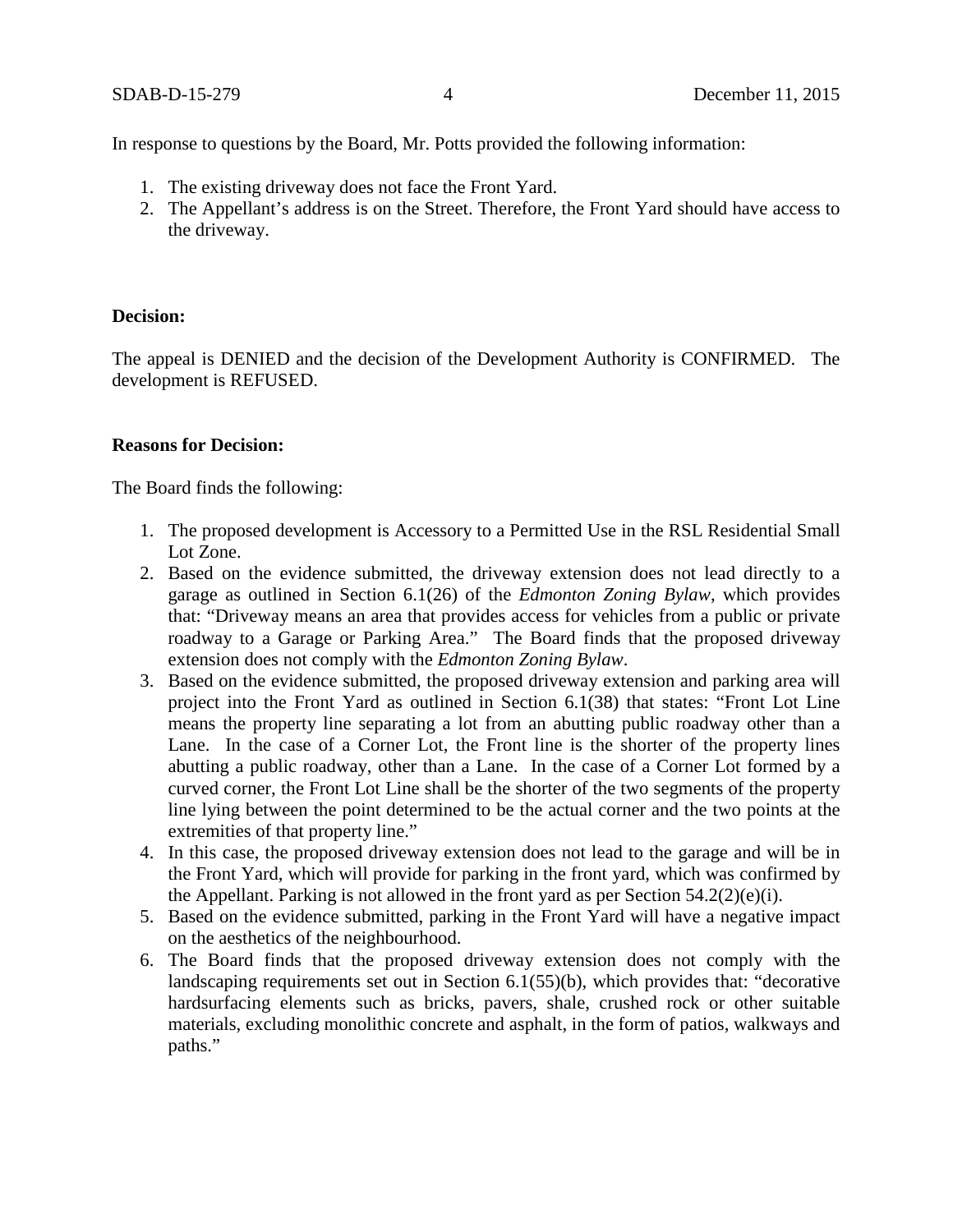In response to questions by the Board, Mr. Potts provided the following information:

1. The existing driveway does not face the Front Yard.
2. The Appellant's address is on the Street. Therefore, the Front Yard should have access to the driveway.

**Decision:**

The appeal is DENIED and the decision of the Development Authority is CONFIRMED. The development is REFUSED.

**Reasons for Decision:**

The Board finds the following:

1. The proposed development is Accessory to a Permitted Use in the RSL Residential Small Lot Zone.
2. Based on the evidence submitted, the driveway extension does not lead directly to a garage as outlined in Section 6.1(26) of the *Edmonton Zoning Bylaw*, which provides that: "Driveway means an area that provides access for vehicles from a public or private roadway to a Garage or Parking Area." The Board finds that the proposed driveway extension does not comply with the *Edmonton Zoning Bylaw*.
3. Based on the evidence submitted, the proposed driveway extension and parking area will project into the Front Yard as outlined in Section 6.1(38) that states: "Front Lot Line means the property line separating a lot from an abutting public roadway other than a Lane. In the case of a Corner Lot, the Front line is the shorter of the property lines abutting a public roadway, other than a Lane. In the case of a Corner Lot formed by a curved corner, the Front Lot Line shall be the shorter of the two segments of the property line lying between the point determined to be the actual corner and the two points at the extremities of that property line."
4. In this case, the proposed driveway extension does not lead to the garage and will be in the Front Yard, which will provide for parking in the front yard, which was confirmed by the Appellant. Parking is not allowed in the front yard as per Section 54.2(2)(e)(i).
5. Based on the evidence submitted, parking in the Front Yard will have a negative impact on the aesthetics of the neighbourhood.
6. The Board finds that the proposed driveway extension does not comply with the landscaping requirements set out in Section 6.1(55)(b), which provides that: "decorative hardsurfacing elements such as bricks, pavers, shale, crushed rock or other suitable materials, excluding monolithic concrete and asphalt, in the form of patios, walkways and paths."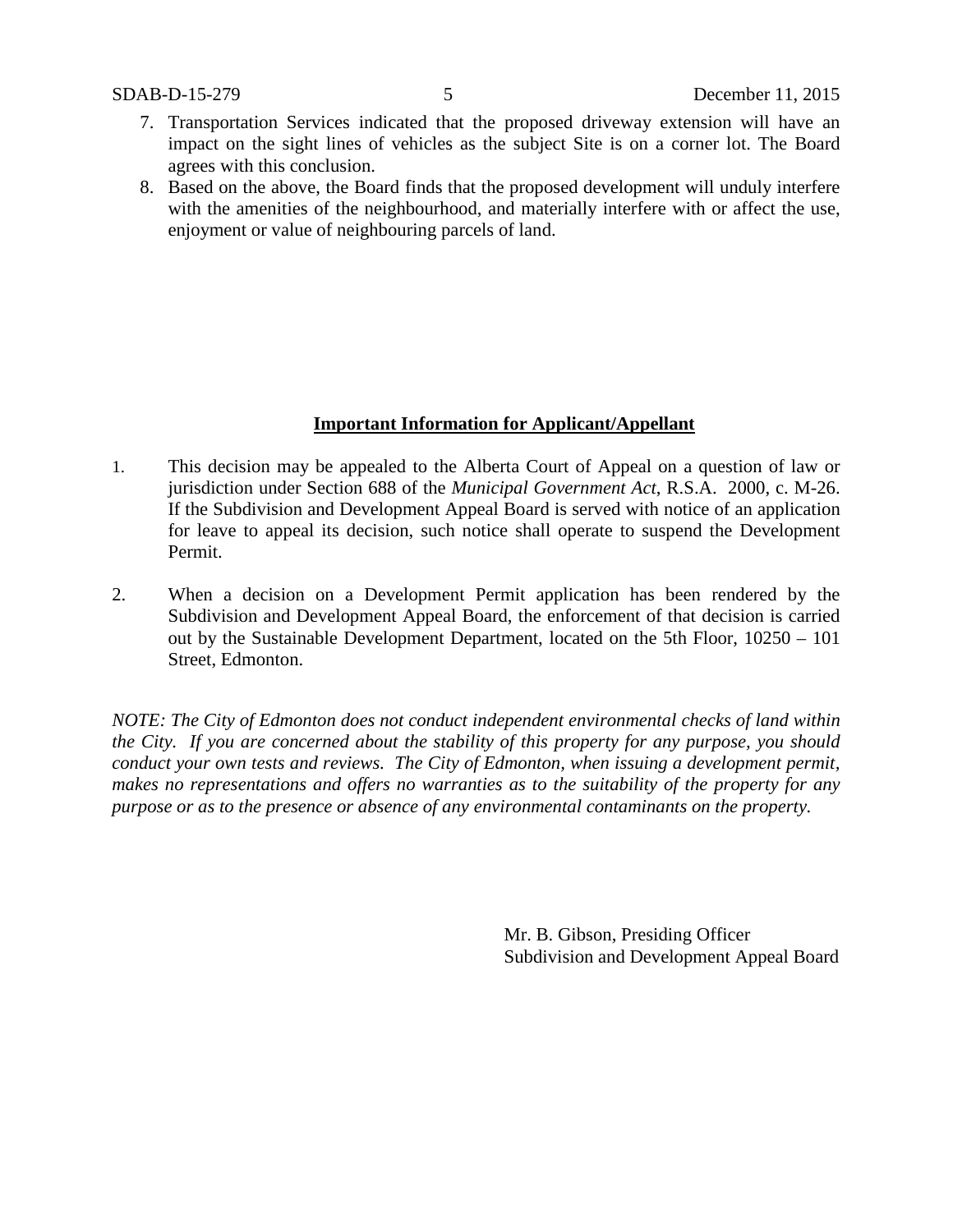7. Transportation Services indicated that the proposed driveway extension will have an impact on the sight lines of vehicles as the subject Site is on a corner lot. The Board agrees with this conclusion.
8. Based on the above, the Board finds that the proposed development will unduly interfere with the amenities of the neighbourhood, and materially interfere with or affect the use, enjoyment or value of neighbouring parcels of land.

**Important Information for Applicant/Appellant**

1. This decision may be appealed to the Alberta Court of Appeal on a question of law or jurisdiction under Section 688 of the *Municipal Government Act*, R.S.A. 2000, c. M-26. If the Subdivision and Development Appeal Board is served with notice of an application for leave to appeal its decision, such notice shall operate to suspend the Development Permit.

2. When a decision on a Development Permit application has been rendered by the Subdivision and Development Appeal Board, the enforcement of that decision is carried out by the Sustainable Development Department, located on the 5th Floor, 10250 – 101 Street, Edmonton.

*NOTE: The City of Edmonton does not conduct independent environmental checks of land within the City. If you are concerned about the stability of this property for any purpose, you should conduct your own tests and reviews. The City of Edmonton, when issuing a development permit, makes no representations and offers no warranties as to the suitability of the property for any purpose or as to the presence or absence of any environmental contaminants on the property.*

Mr. B. Gibson, Presiding Officer
Subdivision and Development Appeal Board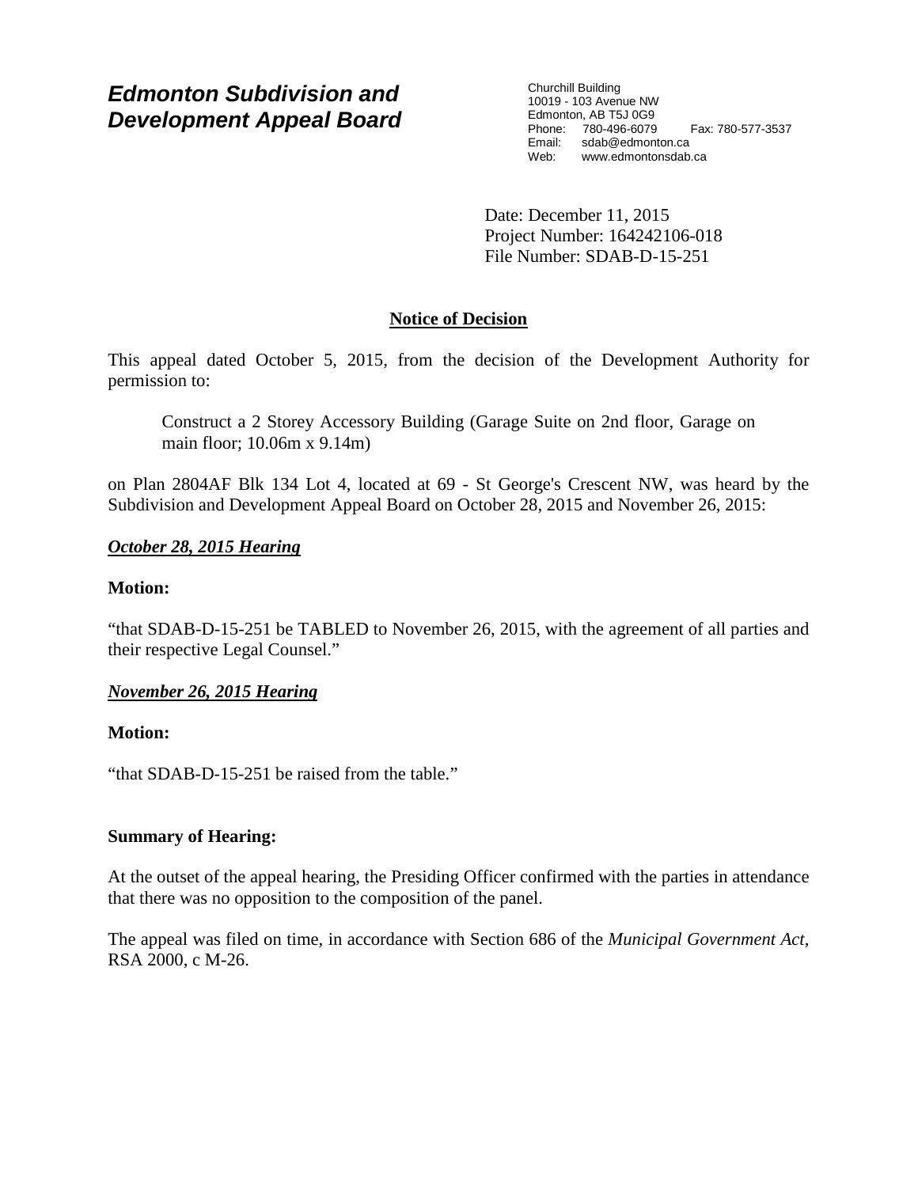# Edmonton Subdivision and Development Appeal Board

Churchill Building
10019 - 103 Avenue NW
Edmonton, AB T5J 0G9
Phone: 780-496-6079 Fax: 780-577-3537
Email: sdab@edmonton.ca
Web: www.edmontonsdab.ca

Date: December 11, 2015
Project Number: 164242106-018
File Number: SDAB-D-15-251

## Notice of Decision

This appeal dated October 5, 2015, from the decision of the Development Authority for permission to:

> Construct a 2 Storey Accessory Building (Garage Suite on 2nd floor, Garage on main floor; 10.06m x 9.14m)

on Plan 2804AF Blk 134 Lot 4, located at 69 - St George's Crescent NW, was heard by the Subdivision and Development Appeal Board on October 28, 2015 and November 26, 2015:

***October 28, 2015 Hearing***

**Motion:**

"that SDAB-D-15-251 be TABLED to November 26, 2015, with the agreement of all parties and their respective Legal Counsel."

***November 26, 2015 Hearing***

**Motion:**

"that SDAB-D-15-251 be raised from the table."

**Summary of Hearing:**

At the outset of the appeal hearing, the Presiding Officer confirmed with the parties in attendance that there was no opposition to the composition of the panel.

The appeal was filed on time, in accordance with Section 686 of the *Municipal Government Act*, RSA 2000, c M-26.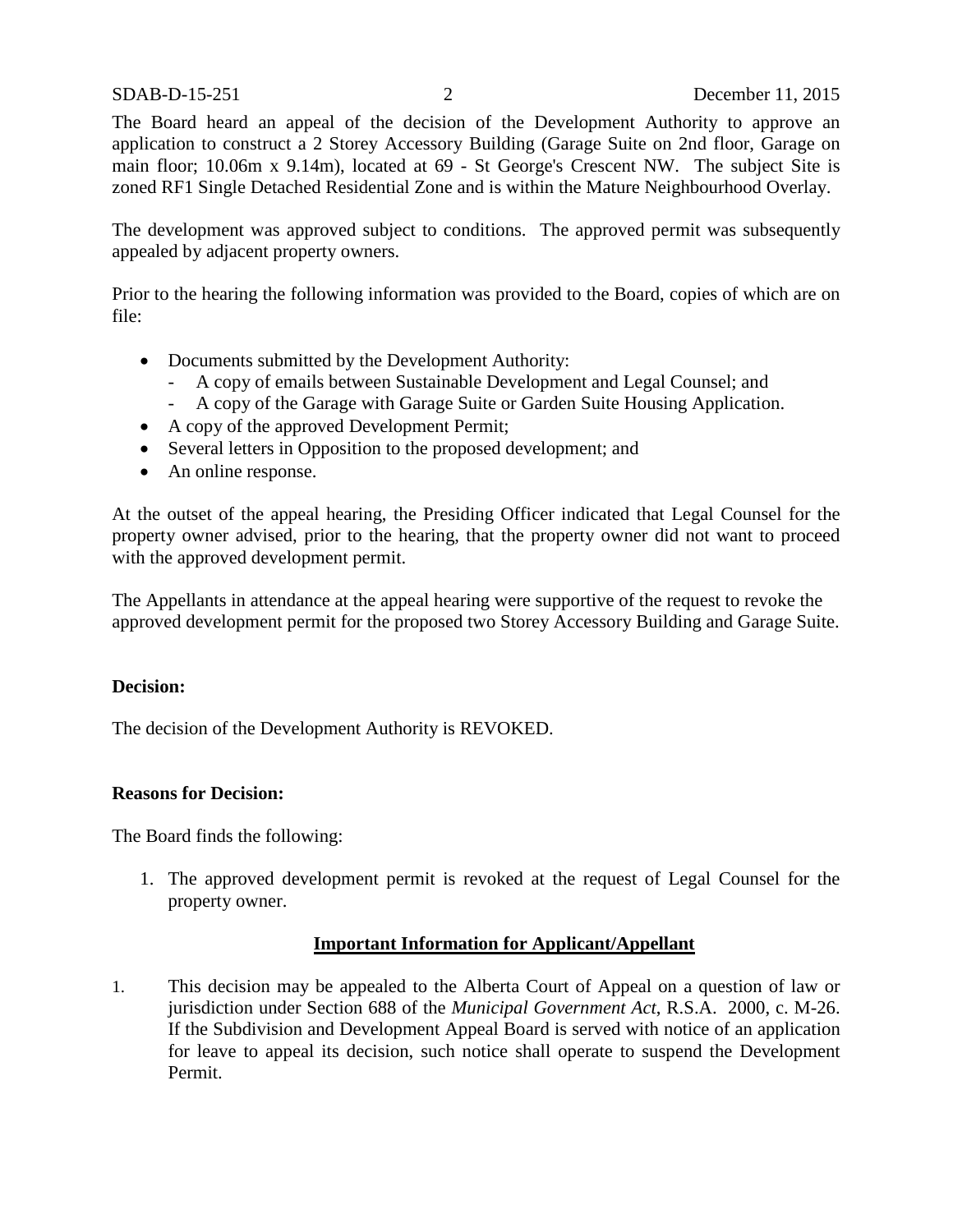The Board heard an appeal of the decision of the Development Authority to approve an application to construct a 2 Storey Accessory Building (Garage Suite on 2nd floor, Garage on main floor; 10.06m x 9.14m), located at 69 - St George's Crescent NW. The subject Site is zoned RF1 Single Detached Residential Zone and is within the Mature Neighbourhood Overlay.

The development was approved subject to conditions. The approved permit was subsequently appealed by adjacent property owners.

Prior to the hearing the following information was provided to the Board, copies of which are on file:

- Documents submitted by the Development Authority:
  - A copy of emails between Sustainable Development and Legal Counsel; and
  - A copy of the Garage with Garage Suite or Garden Suite Housing Application.
- A copy of the approved Development Permit;
- Several letters in Opposition to the proposed development; and
- An online response.

At the outset of the appeal hearing, the Presiding Officer indicated that Legal Counsel for the property owner advised, prior to the hearing, that the property owner did not want to proceed with the approved development permit.

The Appellants in attendance at the appeal hearing were supportive of the request to revoke the approved development permit for the proposed two Storey Accessory Building and Garage Suite.

**Decision:**

The decision of the Development Authority is REVOKED.

**Reasons for Decision:**

The Board finds the following:

1. The approved development permit is revoked at the request of Legal Counsel for the property owner.

**Important Information for Applicant/Appellant**

1. This decision may be appealed to the Alberta Court of Appeal on a question of law or jurisdiction under Section 688 of the *Municipal Government Act*, R.S.A. 2000, c. M-26. If the Subdivision and Development Appeal Board is served with notice of an application for leave to appeal its decision, such notice shall operate to suspend the Development Permit.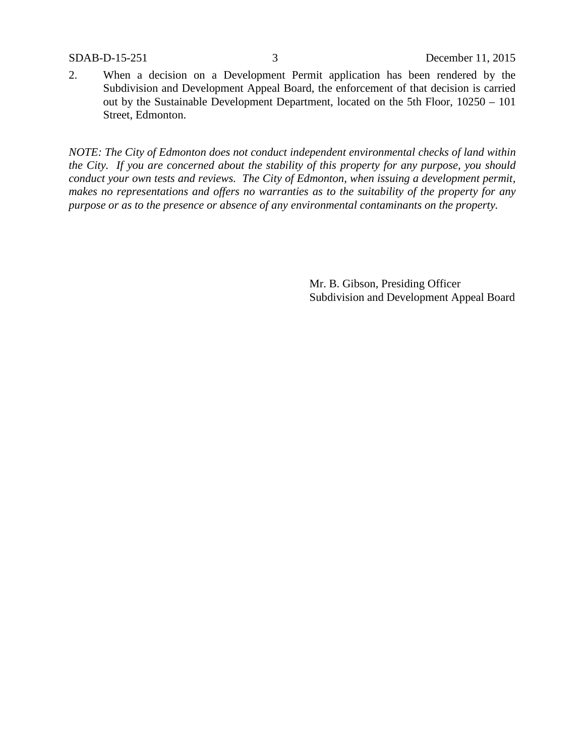2. When a decision on a Development Permit application has been rendered by the Subdivision and Development Appeal Board, the enforcement of that decision is carried out by the Sustainable Development Department, located on the 5th Floor, 10250 – 101 Street, Edmonton.

*NOTE: The City of Edmonton does not conduct independent environmental checks of land within the City. If you are concerned about the stability of this property for any purpose, you should conduct your own tests and reviews. The City of Edmonton, when issuing a development permit, makes no representations and offers no warranties as to the suitability of the property for any purpose or as to the presence or absence of any environmental contaminants on the property.*

Mr. B. Gibson, Presiding Officer
Subdivision and Development Appeal Board